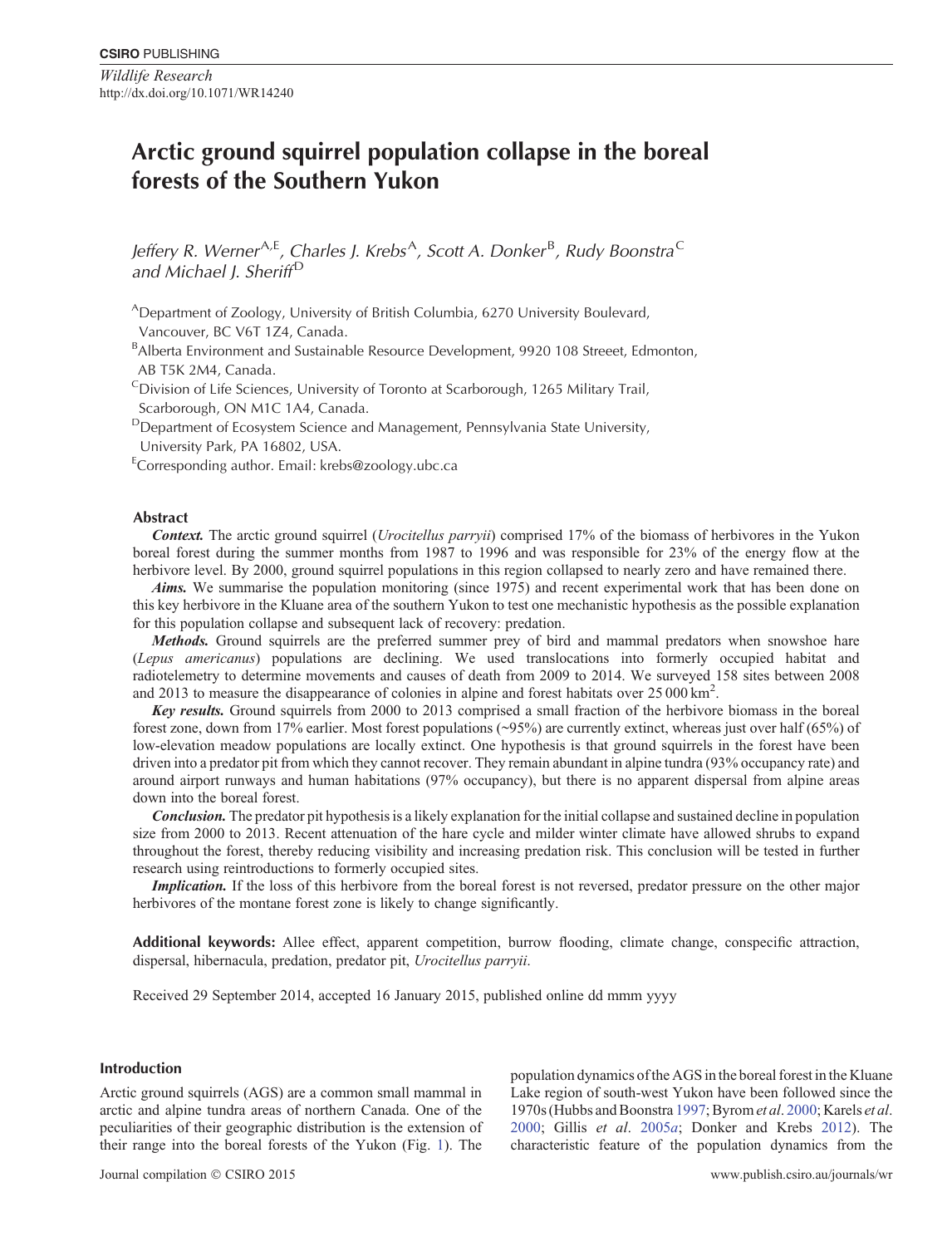CSIRO PUBLISHING

*Wildlife Research*
http://dx.doi.org/10.1071/WR14240

# Arctic ground squirrel population collapse in the boreal forests of the Southern Yukon

*Jeffery R. Werner*[A,E], *Charles J. Krebs*[A], *Scott A. Donker*[B], *Rudy Boonstra*[C] *and Michael J. Sheriff*[D]

[A]Department of Zoology, University of British Columbia, 6270 University Boulevard, Vancouver, BC V6T 1Z4, Canada.

[B]Alberta Environment and Sustainable Resource Development, 9920 108 Streeet, Edmonton, AB T5K 2M4, Canada.

[C]Division of Life Sciences, University of Toronto at Scarborough, 1265 Military Trail, Scarborough, ON M1C 1A4, Canada.

[D]Department of Ecosystem Science and Management, Pennsylvania State University, University Park, PA 16802, USA.

[E]Corresponding author. Email: krebs@zoology.ubc.ca

## Abstract

***Context.*** The arctic ground squirrel (*Urocitellus parryii*) comprised 17% of the biomass of herbivores in the Yukon boreal forest during the summer months from 1987 to 1996 and was responsible for 23% of the energy flow at the herbivore level. By 2000, ground squirrel populations in this region collapsed to nearly zero and have remained there.

***Aims.*** We summarise the population monitoring (since 1975) and recent experimental work that has been done on this key herbivore in the Kluane area of the southern Yukon to test one mechanistic hypothesis as the possible explanation for this population collapse and subsequent lack of recovery: predation.

***Methods.*** Ground squirrels are the preferred summer prey of bird and mammal predators when snowshoe hare (*Lepus americanus*) populations are declining. We used translocations into formerly occupied habitat and radiotelemetry to determine movements and causes of death from 2009 to 2014. We surveyed 158 sites between 2008 and 2013 to measure the disappearance of colonies in alpine and forest habitats over 25 000 km$^2$.

***Key results.*** Ground squirrels from 2000 to 2013 comprised a small fraction of the herbivore biomass in the boreal forest zone, down from 17% earlier. Most forest populations (~95%) are currently extinct, whereas just over half (65%) of low-elevation meadow populations are locally extinct. One hypothesis is that ground squirrels in the forest have been driven into a predator pit from which they cannot recover. They remain abundant in alpine tundra (93% occupancy rate) and around airport runways and human habitations (97% occupancy), but there is no apparent dispersal from alpine areas down into the boreal forest.

***Conclusion.*** The predator pit hypothesis is a likely explanation for the initial collapse and sustained decline in population size from 2000 to 2013. Recent attenuation of the hare cycle and milder winter climate have allowed shrubs to expand throughout the forest, thereby reducing visibility and increasing predation risk. This conclusion will be tested in further research using reintroductions to formerly occupied sites.

***Implication.*** If the loss of this herbivore from the boreal forest is not reversed, predator pressure on the other major herbivores of the montane forest zone is likely to change significantly.

**Additional keywords:** Allee effect, apparent competition, burrow flooding, climate change, conspecific attraction, dispersal, hibernacula, predation, predator pit, *Urocitellus parryii*.

Received 29 September 2014, accepted 16 January 2015, published online dd mmm yyyy

## Introduction

Arctic ground squirrels (AGS) are a common small mammal in arctic and alpine tundra areas of northern Canada. One of the peculiarities of their geographic distribution is the extension of their range into the boreal forests of the Yukon (Fig. 1). The population dynamics of the AGS in the boreal forest in the Kluane Lake region of south-west Yukon have been followed since the 1970s (Hubbs and Boonstra 1997; Byrom *et al*. 2000; Karels *et al*. 2000; Gillis *et al*. 2005*a*; Donker and Krebs 2012). The characteristic feature of the population dynamics from the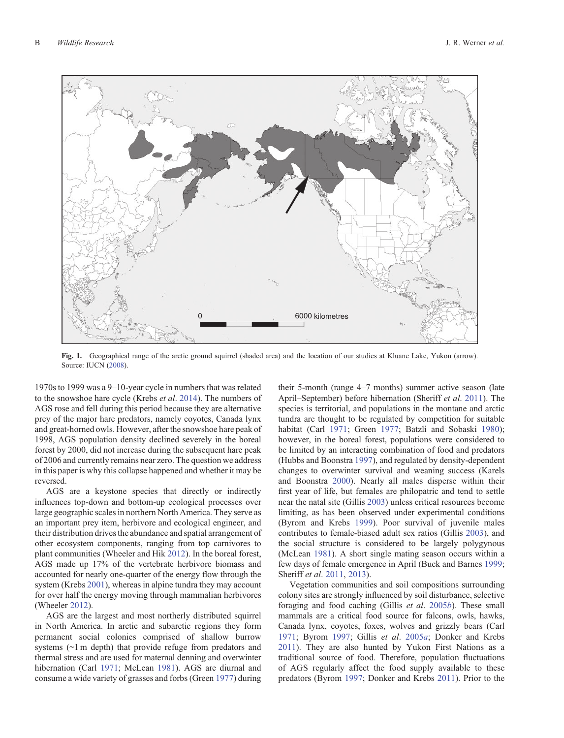**Fig. 1.** Geographical range of the arctic ground squirrel (shaded area) and the location of our studies at Kluane Lake, Yukon (arrow). Source: IUCN (2008).

1970s to 1999 was a 9–10-year cycle in numbers that was related to the snowshoe hare cycle (Krebs *et al*. 2014). The numbers of AGS rose and fell during this period because they are alternative prey of the major hare predators, namely coyotes, Canada lynx and great-horned owls. However, after the snowshoe hare peak of 1998, AGS population density declined severely in the boreal forest by 2000, did not increase during the subsequent hare peak of 2006 and currently remains near zero. The question we address in this paper is why this collapse happened and whether it may be reversed.

AGS are a keystone species that directly or indirectly influences top-down and bottom-up ecological processes over large geographic scales in northern North America. They serve as an important prey item, herbivore and ecological engineer, and their distribution drives the abundance and spatial arrangement of other ecosystem components, ranging from top carnivores to plant communities (Wheeler and Hik 2012). In the boreal forest, AGS made up 17% of the vertebrate herbivore biomass and accounted for nearly one-quarter of the energy flow through the system (Krebs 2001), whereas in alpine tundra they may account for over half the energy moving through mammalian herbivores (Wheeler 2012).

AGS are the largest and most northerly distributed squirrel in North America. In arctic and subarctic regions they form permanent social colonies comprised of shallow burrow systems (~1 m depth) that provide refuge from predators and thermal stress and are used for maternal denning and overwinter hibernation (Carl 1971; McLean 1981). AGS are diurnal and consume a wide variety of grasses and forbs (Green 1977) during their 5-month (range 4–7 months) summer active season (late April–September) before hibernation (Sheriff *et al*. 2011). The species is territorial, and populations in the montane and arctic tundra are thought to be regulated by competition for suitable habitat (Carl 1971; Green 1977; Batzli and Sobaski 1980); however, in the boreal forest, populations were considered to be limited by an interacting combination of food and predators (Hubbs and Boonstra 1997), and regulated by density-dependent changes to overwinter survival and weaning success (Karels and Boonstra 2000). Nearly all males disperse within their first year of life, but females are philopatric and tend to settle near the natal site (Gillis 2003) unless critical resources become limiting, as has been observed under experimental conditions (Byrom and Krebs 1999). Poor survival of juvenile males contributes to female-biased adult sex ratios (Gillis 2003), and the social structure is considered to be largely polygynous (McLean 1981). A short single mating season occurs within a few days of female emergence in April (Buck and Barnes 1999; Sheriff *et al*. 2011, 2013).

Vegetation communities and soil compositions surrounding colony sites are strongly influenced by soil disturbance, selective foraging and food caching (Gillis *et al*. 2005*b*). These small mammals are a critical food source for falcons, owls, hawks, Canada lynx, coyotes, foxes, wolves and grizzly bears (Carl 1971; Byrom 1997; Gillis *et al*. 2005*a*; Donker and Krebs 2011). They are also hunted by Yukon First Nations as a traditional source of food. Therefore, population fluctuations of AGS regularly affect the food supply available to these predators (Byrom 1997; Donker and Krebs 2011). Prior to the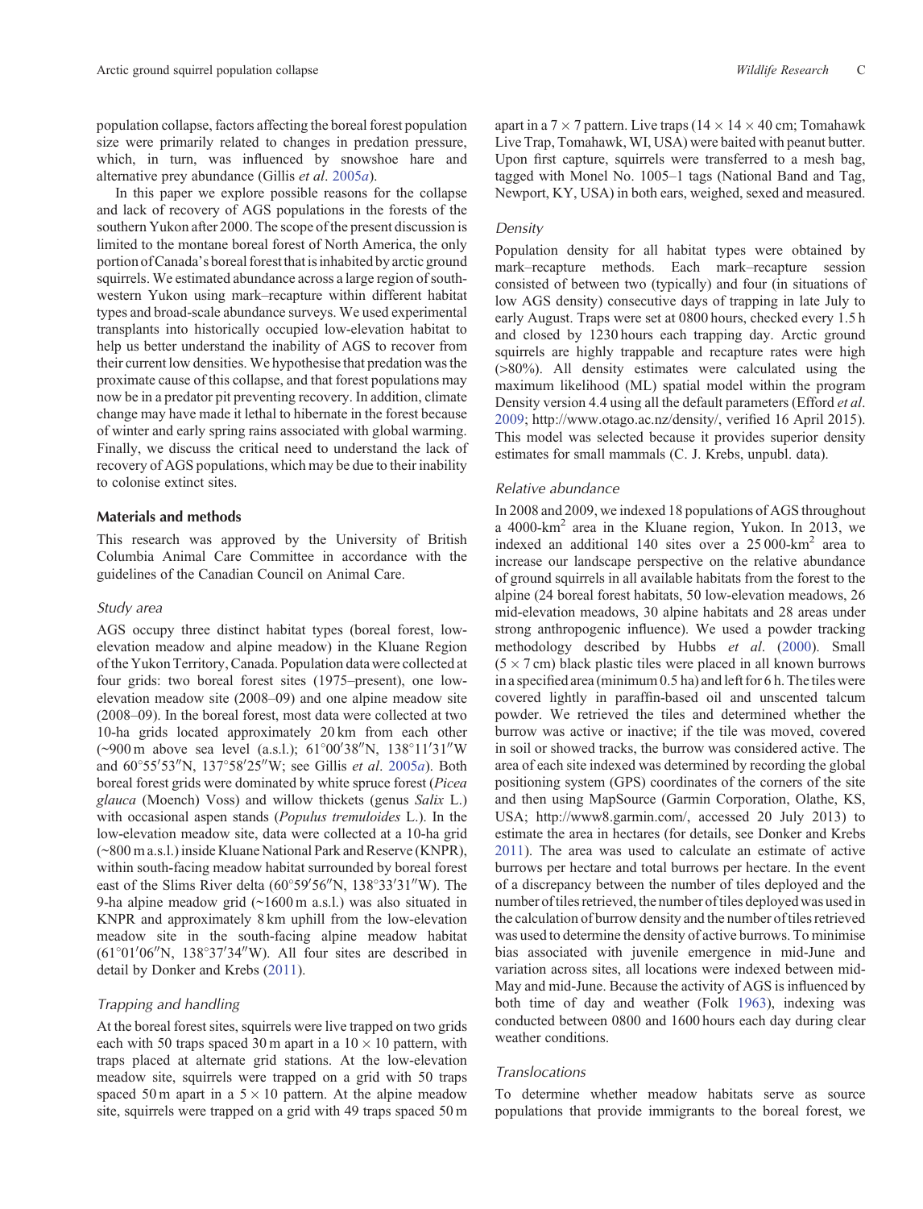population collapse, factors affecting the boreal forest population size were primarily related to changes in predation pressure, which, in turn, was influenced by snowshoe hare and alternative prey abundance (Gillis *et al*. 2005*a*).

In this paper we explore possible reasons for the collapse and lack of recovery of AGS populations in the forests of the southern Yukon after 2000. The scope of the present discussion is limited to the montane boreal forest of North America, the only portion of Canada's boreal forest that is inhabited by arctic ground squirrels. We estimated abundance across a large region of south-western Yukon using mark–recapture within different habitat types and broad-scale abundance surveys. We used experimental transplants into historically occupied low-elevation habitat to help us better understand the inability of AGS to recover from their current low densities. We hypothesise that predation was the proximate cause of this collapse, and that forest populations may now be in a predator pit preventing recovery. In addition, climate change may have made it lethal to hibernate in the forest because of winter and early spring rains associated with global warming. Finally, we discuss the critical need to understand the lack of recovery of AGS populations, which may be due to their inability to colonise extinct sites.

## Materials and methods

This research was approved by the University of British Columbia Animal Care Committee in accordance with the guidelines of the Canadian Council on Animal Care.

### *Study area*

AGS occupy three distinct habitat types (boreal forest, low-elevation meadow and alpine meadow) in the Kluane Region of the Yukon Territory, Canada. Population data were collected at four grids: two boreal forest sites (1975–present), one low-elevation meadow site (2008–09) and one alpine meadow site (2008–09). In the boreal forest, most data were collected at two 10-ha grids located approximately 20 km from each other (~900 m above sea level (a.s.l.); 61°00′38″N, 138°11′31″W and 60°55′53″N, 137°58′25″W; see Gillis *et al*. 2005*a*). Both boreal forest grids were dominated by white spruce forest (*Picea glauca* (Moench) Voss) and willow thickets (genus *Salix* L.) with occasional aspen stands (*Populus tremuloides* L.). In the low-elevation meadow site, data were collected at a 10-ha grid (~800 m a.s.l.) inside Kluane National Park and Reserve (KNPR), within south-facing meadow habitat surrounded by boreal forest east of the Slims River delta (60°59′56″N, 138°33′31″W). The 9-ha alpine meadow grid (~1600 m a.s.l.) was also situated in KNPR and approximately 8 km uphill from the low-elevation meadow site in the south-facing alpine meadow habitat (61°01′06″N, 138°37′34″W). All four sites are described in detail by Donker and Krebs (2011).

### *Trapping and handling*

At the boreal forest sites, squirrels were live trapped on two grids each with 50 traps spaced 30 m apart in a 10 × 10 pattern, with traps placed at alternate grid stations. At the low-elevation meadow site, squirrels were trapped on a grid with 50 traps spaced 50 m apart in a 5 × 10 pattern. At the alpine meadow site, squirrels were trapped on a grid with 49 traps spaced 50 m apart in a 7 × 7 pattern. Live traps (14 × 14 × 40 cm; Tomahawk Live Trap, Tomahawk, WI, USA) were baited with peanut butter. Upon first capture, squirrels were transferred to a mesh bag, tagged with Monel No. 1005–1 tags (National Band and Tag, Newport, KY, USA) in both ears, weighed, sexed and measured.

### *Density*

Population density for all habitat types were obtained by mark–recapture methods. Each mark–recapture session consisted of between two (typically) and four (in situations of low AGS density) consecutive days of trapping in late July to early August. Traps were set at 0800 hours, checked every 1.5 h and closed by 1230 hours each trapping day. Arctic ground squirrels are highly trappable and recapture rates were high (>80%). All density estimates were calculated using the maximum likelihood (ML) spatial model within the program Density version 4.4 using all the default parameters (Efford *et al*. 2009; http://www.otago.ac.nz/density/, verified 16 April 2015). This model was selected because it provides superior density estimates for small mammals (C. J. Krebs, unpubl. data).

### *Relative abundance*

In 2008 and 2009, we indexed 18 populations of AGS throughout a 4000-km$^2$ area in the Kluane region, Yukon. In 2013, we indexed an additional 140 sites over a 25 000-km$^2$ area to increase our landscape perspective on the relative abundance of ground squirrels in all available habitats from the forest to the alpine (24 boreal forest habitats, 50 low-elevation meadows, 26 mid-elevation meadows, 30 alpine habitats and 28 areas under strong anthropogenic influence). We used a powder tracking methodology described by Hubbs *et al*. (2000). Small (5 × 7 cm) black plastic tiles were placed in all known burrows in a specified area (minimum 0.5 ha) and left for 6 h. The tiles were covered lightly in paraffin-based oil and unscented talcum powder. We retrieved the tiles and determined whether the burrow was active or inactive; if the tile was moved, covered in soil or showed tracks, the burrow was considered active. The area of each site indexed was determined by recording the global positioning system (GPS) coordinates of the corners of the site and then using MapSource (Garmin Corporation, Olathe, KS, USA; http://www8.garmin.com/, accessed 20 July 2013) to estimate the area in hectares (for details, see Donker and Krebs 2011). The area was used to calculate an estimate of active burrows per hectare and total burrows per hectare. In the event of a discrepancy between the number of tiles deployed and the number of tiles retrieved, the number of tiles deployed was used in the calculation of burrow density and the number of tiles retrieved was used to determine the density of active burrows. To minimise bias associated with juvenile emergence in mid-June and variation across sites, all locations were indexed between mid-May and mid-June. Because the activity of AGS is influenced by both time of day and weather (Folk 1963), indexing was conducted between 0800 and 1600 hours each day during clear weather conditions.

### *Translocations*

To determine whether meadow habitats serve as source populations that provide immigrants to the boreal forest, we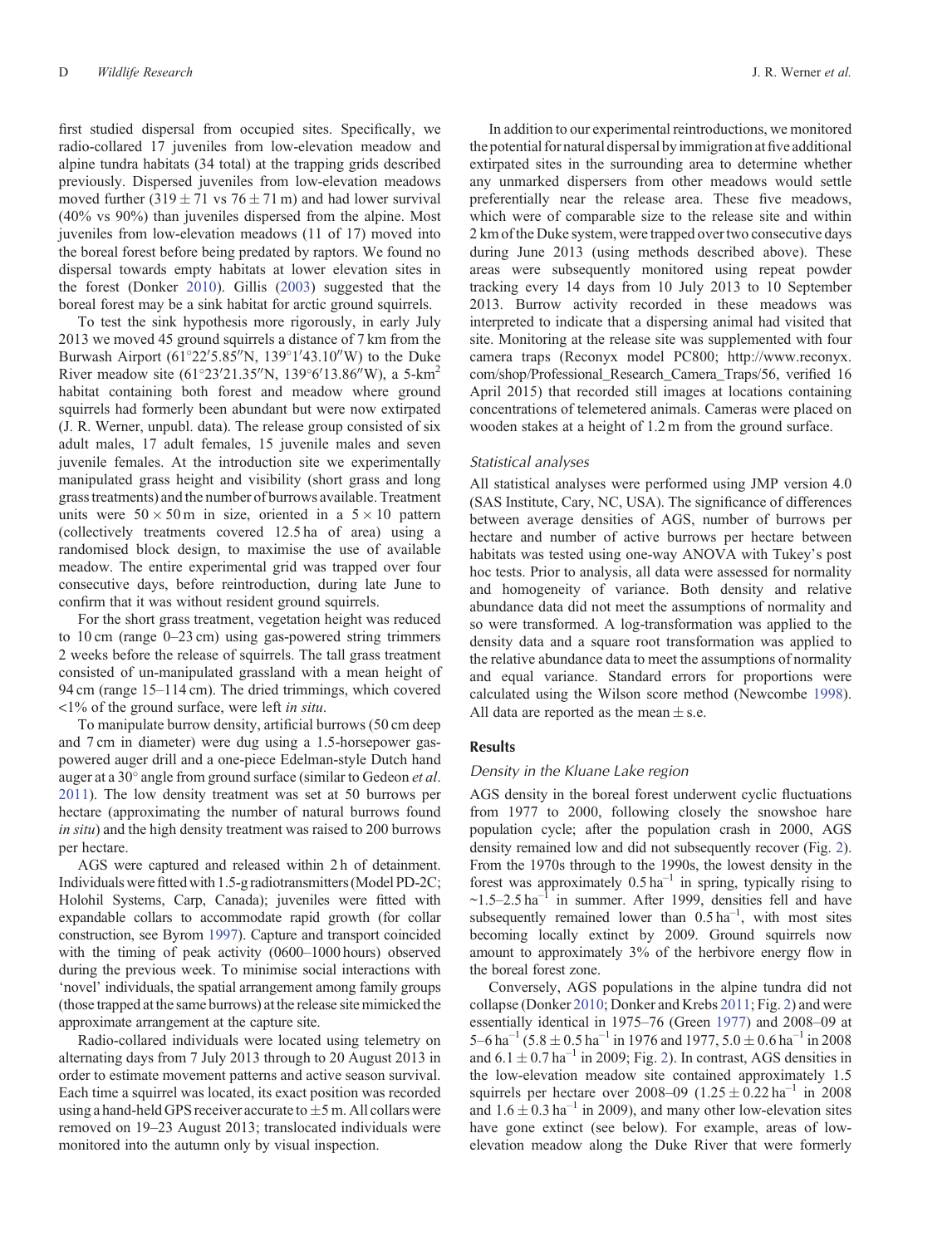first studied dispersal from occupied sites. Specifically, we radio-collared 17 juveniles from low-elevation meadow and alpine tundra habitats (34 total) at the trapping grids described previously. Dispersed juveniles from low-elevation meadows moved further ($319 \pm 71$ vs $76 \pm 71$ m) and had lower survival (40% vs 90%) than juveniles dispersed from the alpine. Most juveniles from low-elevation meadows (11 of 17) moved into the boreal forest before being predated by raptors. We found no dispersal towards empty habitats at lower elevation sites in the forest (Donker 2010). Gillis (2003) suggested that the boreal forest may be a sink habitat for arctic ground squirrels.

To test the sink hypothesis more rigorously, in early July 2013 we moved 45 ground squirrels a distance of 7 km from the Burwash Airport (61°22′5.85″N, 139°1′43.10″W) to the Duke River meadow site (61°23′21.35″N, 139°6′13.86″W), a 5-km² habitat containing both forest and meadow where ground squirrels had formerly been abundant but were now extirpated (J. R. Werner, unpubl. data). The release group consisted of six adult males, 17 adult females, 15 juvenile males and seven juvenile females. At the introduction site we experimentally manipulated grass height and visibility (short grass and long grass treatments) and the number of burrows available. Treatment units were $50 \times 50$ m in size, oriented in a $5 \times 10$ pattern (collectively treatments covered 12.5 ha of area) using a randomised block design, to maximise the use of available meadow. The entire experimental grid was trapped over four consecutive days, before reintroduction, during late June to confirm that it was without resident ground squirrels.

For the short grass treatment, vegetation height was reduced to 10 cm (range 0–23 cm) using gas-powered string trimmers 2 weeks before the release of squirrels. The tall grass treatment consisted of un-manipulated grassland with a mean height of 94 cm (range 15–114 cm). The dried trimmings, which covered <1% of the ground surface, were left *in situ*.

To manipulate burrow density, artificial burrows (50 cm deep and 7 cm in diameter) were dug using a 1.5-horsepower gas-powered auger drill and a one-piece Edelman-style Dutch hand auger at a 30° angle from ground surface (similar to Gedeon *et al*. 2011). The low density treatment was set at 50 burrows per hectare (approximating the number of natural burrows found *in situ*) and the high density treatment was raised to 200 burrows per hectare.

AGS were captured and released within 2 h of detainment. Individuals were fitted with 1.5-g radiotransmitters (Model PD-2C; Holohil Systems, Carp, Canada); juveniles were fitted with expandable collars to accommodate rapid growth (for collar construction, see Byrom 1997). Capture and transport coincided with the timing of peak activity (0600–1000 hours) observed during the previous week. To minimise social interactions with 'novel' individuals, the spatial arrangement among family groups (those trapped at the same burrows) at the release site mimicked the approximate arrangement at the capture site.

Radio-collared individuals were located using telemetry on alternating days from 7 July 2013 through to 20 August 2013 in order to estimate movement patterns and active season survival. Each time a squirrel was located, its exact position was recorded using a hand-held GPS receiver accurate to ±5 m. All collars were removed on 19–23 August 2013; translocated individuals were monitored into the autumn only by visual inspection.

In addition to our experimental reintroductions, we monitored the potential for natural dispersal by immigration at five additional extirpated sites in the surrounding area to determine whether any unmarked dispersers from other meadows would settle preferentially near the release area. These five meadows, which were of comparable size to the release site and within 2 km of the Duke system, were trapped over two consecutive days during June 2013 (using methods described above). These areas were subsequently monitored using repeat powder tracking every 14 days from 10 July 2013 to 10 September 2013. Burrow activity recorded in these meadows was interpreted to indicate that a dispersing animal had visited that site. Monitoring at the release site was supplemented with four camera traps (Reconyx model PC800; http://www.reconyx.com/shop/Professional_Research_Camera_Traps/56, verified 16 April 2015) that recorded still images at locations containing concentrations of telemetered animals. Cameras were placed on wooden stakes at a height of 1.2 m from the ground surface.

### Statistical analyses

All statistical analyses were performed using JMP version 4.0 (SAS Institute, Cary, NC, USA). The significance of differences between average densities of AGS, number of burrows per hectare and number of active burrows per hectare between habitats was tested using one-way ANOVA with Tukey's post hoc tests. Prior to analysis, all data were assessed for normality and homogeneity of variance. Both density and relative abundance data did not meet the assumptions of normality and so were transformed. A log-transformation was applied to the density data and a square root transformation was applied to the relative abundance data to meet the assumptions of normality and equal variance. Standard errors for proportions were calculated using the Wilson score method (Newcombe 1998). All data are reported as the mean ± s.e.

## Results

### Density in the Kluane Lake region

AGS density in the boreal forest underwent cyclic fluctuations from 1977 to 2000, following closely the snowshoe hare population cycle; after the population crash in 2000, AGS density remained low and did not subsequently recover (Fig. 2). From the 1970s through to the 1990s, the lowest density in the forest was approximately 0.5 $ha^{-1}$ in spring, typically rising to ~1.5–2.5 $ha^{-1}$ in summer. After 1999, densities fell and have subsequently remained lower than 0.5 $ha^{-1}$, with most sites becoming locally extinct by 2009. Ground squirrels now amount to approximately 3% of the herbivore energy flow in the boreal forest zone.

Conversely, AGS populations in the alpine tundra did not collapse (Donker 2010; Donker and Krebs 2011; Fig. 2) and were essentially identical in 1975–76 (Green 1977) and 2008–09 at 5–6 $ha^{-1}$ ($5.8 \pm 0.5$ $ha^{-1}$ in 1976 and 1977, $5.0 \pm 0.6$ $ha^{-1}$ in 2008 and $6.1 \pm 0.7$ $ha^{-1}$ in 2009; Fig. 2). In contrast, AGS densities in the low-elevation meadow site contained approximately 1.5 squirrels per hectare over 2008–09 ($1.25 \pm 0.22$ $ha^{-1}$ in 2008 and $1.6 \pm 0.3$ $ha^{-1}$ in 2009), and many other low-elevation sites have gone extinct (see below). For example, areas of low-elevation meadow along the Duke River that were formerly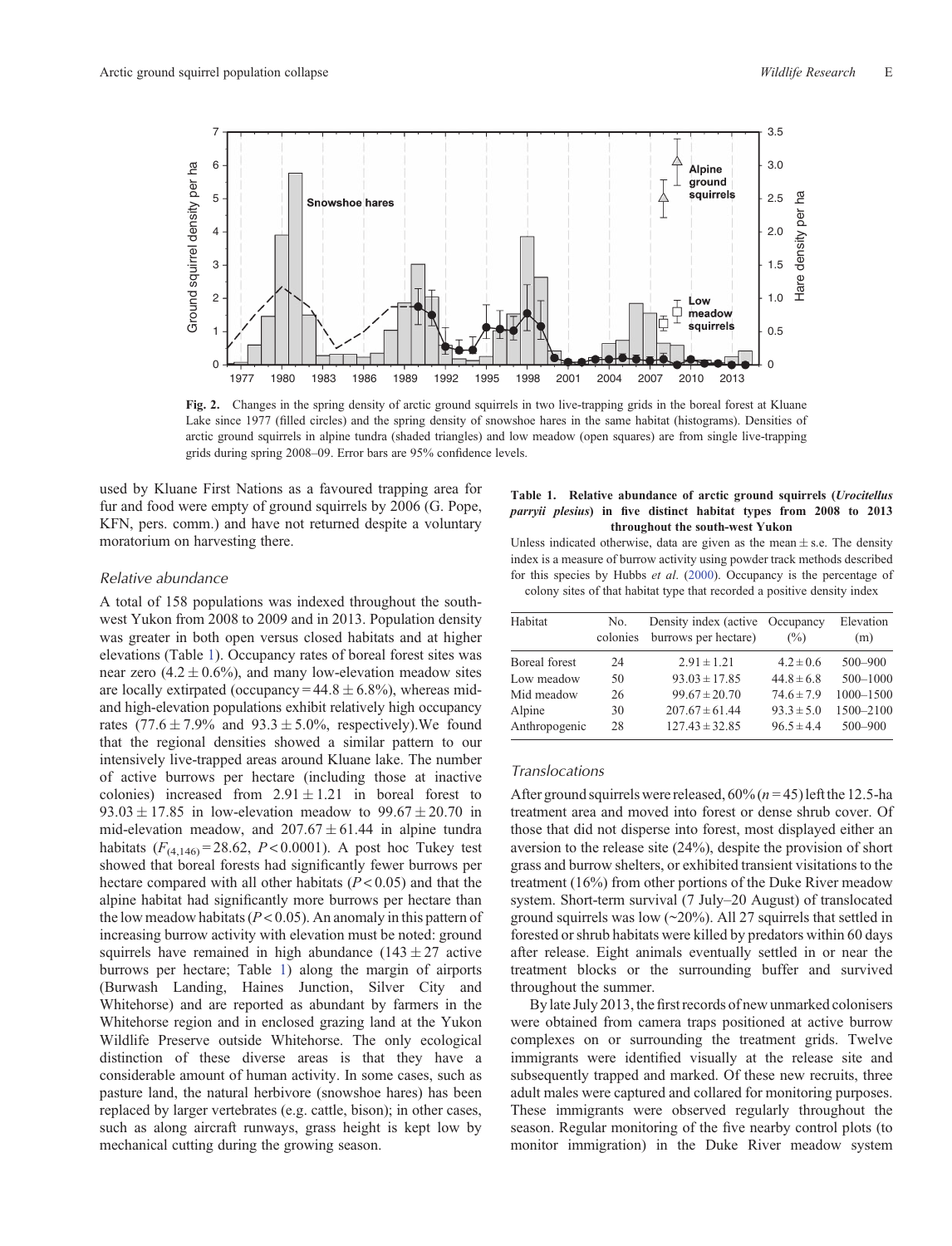**Fig. 2.** Changes in the spring density of arctic ground squirrels in two live-trapping grids in the boreal forest at Kluane Lake since 1977 (filled circles) and the spring density of snowshoe hares in the same habitat (histograms). Densities of arctic ground squirrels in alpine tundra (shaded triangles) and low meadow (open squares) are from single live-trapping grids during spring 2008–09. Error bars are 95% confidence levels.

used by Kluane First Nations as a favoured trapping area for fur and food were empty of ground squirrels by 2006 (G. Pope, KFN, pers. comm.) and have not returned despite a voluntary moratorium on harvesting there.

### Relative abundance

A total of 158 populations was indexed throughout the south-west Yukon from 2008 to 2009 and in 2013. Population density was greater in both open versus closed habitats and at higher elevations (Table 1). Occupancy rates of boreal forest sites was near zero (4.2 ± 0.6%), and many low-elevation meadow sites are locally extirpated (occupancy = 44.8 ± 6.8%), whereas mid- and high-elevation populations exhibit relatively high occupancy rates (77.6 ± 7.9% and 93.3 ± 5.0%, respectively).We found that the regional densities showed a similar pattern to our intensively live-trapped areas around Kluane lake. The number of active burrows per hectare (including those at inactive colonies) increased from 2.91 ± 1.21 in boreal forest to 93.03 ± 17.85 in low-elevation meadow to 99.67 ± 20.70 in mid-elevation meadow, and 207.67 ± 61.44 in alpine tundra habitats ($F_{(4,146)} = 28.62$, $P < 0.0001$). A post hoc Tukey test showed that boreal forests had significantly fewer burrows per hectare compared with all other habitats ($P < 0.05$) and that the alpine habitat had significantly more burrows per hectare than the low meadow habitats ($P < 0.05$). An anomaly in this pattern of increasing burrow activity with elevation must be noted: ground squirrels have remained in high abundance (143 ± 27 active burrows per hectare; Table 1) along the margin of airports (Burwash Landing, Haines Junction, Silver City and Whitehorse) and are reported as abundant by farmers in the Whitehorse region and in enclosed grazing land at the Yukon Wildlife Preserve outside Whitehorse. The only ecological distinction of these diverse areas is that they have a considerable amount of human activity. In some cases, such as pasture land, the natural herbivore (snowshoe hares) has been replaced by larger vertebrates (e.g. cattle, bison); in other cases, such as along aircraft runways, grass height is kept low by mechanical cutting during the growing season.

**Table 1. Relative abundance of arctic ground squirrels (*Urocitellus parryii plesius*) in five distinct habitat types from 2008 to 2013 throughout the south-west Yukon**

Unless indicated otherwise, data are given as the mean ± s.e. The density index is a measure of burrow activity using powder track methods described for this species by Hubbs *et al*. (2000). Occupancy is the percentage of colony sites of that habitat type that recorded a positive density index

| Habitat | No. colonies | Density index (active burrows per hectare) | Occupancy (%) | Elevation (m) |
|---|---|---|---|---|
| Boreal forest | 24 | 2.91 ± 1.21 | 4.2 ± 0.6 | 500–900 |
| Low meadow | 50 | 93.03 ± 17.85 | 44.8 ± 6.8 | 500–1000 |
| Mid meadow | 26 | 99.67 ± 20.70 | 74.6 ± 7.9 | 1000–1500 |
| Alpine | 30 | 207.67 ± 61.44 | 93.3 ± 5.0 | 1500–2100 |
| Anthropogenic | 28 | 127.43 ± 32.85 | 96.5 ± 4.4 | 500–900 |

### Translocations

After ground squirrels were released, 60% ($n = 45$) left the 12.5-ha treatment area and moved into forest or dense shrub cover. Of those that did not disperse into forest, most displayed either an aversion to the release site (24%), despite the provision of short grass and burrow shelters, or exhibited transient visitations to the treatment (16%) from other portions of the Duke River meadow system. Short-term survival (7 July–20 August) of translocated ground squirrels was low (~20%). All 27 squirrels that settled in forested or shrub habitats were killed by predators within 60 days after release. Eight animals eventually settled in or near the treatment blocks or the surrounding buffer and survived throughout the summer.

By late July 2013, the first records of new unmarked colonisers were obtained from camera traps positioned at active burrow complexes on or surrounding the treatment grids. Twelve immigrants were identified visually at the release site and subsequently trapped and marked. Of these new recruits, three adult males were captured and collared for monitoring purposes. These immigrants were observed regularly throughout the season. Regular monitoring of the five nearby control plots (to monitor immigration) in the Duke River meadow system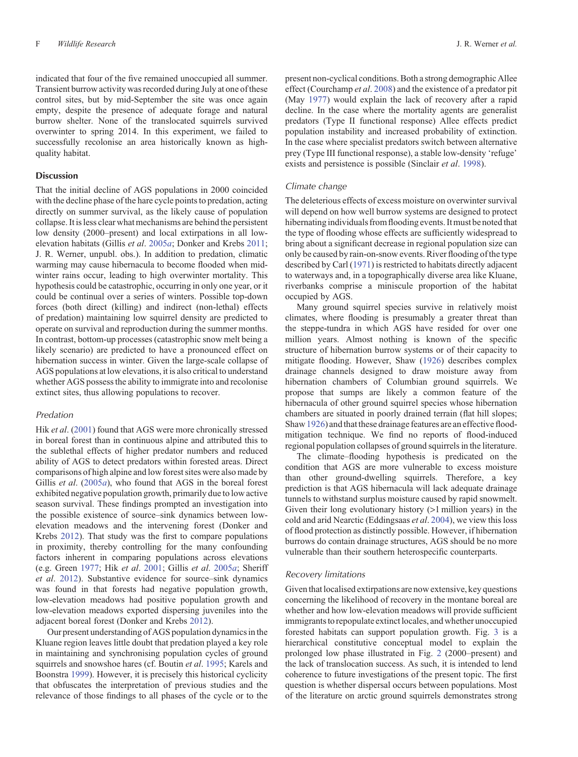indicated that four of the five remained unoccupied all summer. Transient burrow activity was recorded during July at one of these control sites, but by mid-September the site was once again empty, despite the presence of adequate forage and natural burrow shelter. None of the translocated squirrels survived overwinter to spring 2014. In this experiment, we failed to successfully recolonise an area historically known as high-quality habitat.

## Discussion

That the initial decline of AGS populations in 2000 coincided with the decline phase of the hare cycle points to predation, acting directly on summer survival, as the likely cause of population collapse. It is less clear what mechanisms are behind the persistent low density (2000–present) and local extirpations in all low-elevation habitats (Gillis *et al*. 2005*a*; Donker and Krebs 2011; J. R. Werner, unpubl. obs.). In addition to predation, climatic warming may cause hibernacula to become flooded when mid-winter rains occur, leading to high overwinter mortality. This hypothesis could be catastrophic, occurring in only one year, or it could be continual over a series of winters. Possible top-down forces (both direct (killing) and indirect (non-lethal) effects of predation) maintaining low squirrel density are predicted to operate on survival and reproduction during the summer months. In contrast, bottom-up processes (catastrophic snow melt being a likely scenario) are predicted to have a pronounced effect on hibernation success in winter. Given the large-scale collapse of AGS populations at low elevations, it is also critical to understand whether AGS possess the ability to immigrate into and recolonise extinct sites, thus allowing populations to recover.

### *Predation*

Hik *et al*. (2001) found that AGS were more chronically stressed in boreal forest than in continuous alpine and attributed this to the sublethal effects of higher predator numbers and reduced ability of AGS to detect predators within forested areas. Direct comparisons of high alpine and low forest sites were also made by Gillis *et al*. (2005*a*), who found that AGS in the boreal forest exhibited negative population growth, primarily due to low active season survival. These findings prompted an investigation into the possible existence of source–sink dynamics between low-elevation meadows and the intervening forest (Donker and Krebs 2012). That study was the first to compare populations in proximity, thereby controlling for the many confounding factors inherent in comparing populations across elevations (e.g. Green 1977; Hik *et al*. 2001; Gillis *et al*. 2005*a*; Sheriff *et al*. 2012). Substantive evidence for source–sink dynamics was found in that forests had negative population growth, low-elevation meadows had positive population growth and low-elevation meadows exported dispersing juveniles into the adjacent boreal forest (Donker and Krebs 2012).

Our present understanding of AGS population dynamics in the Kluane region leaves little doubt that predation played a key role in maintaining and synchronising population cycles of ground squirrels and snowshoe hares (cf. Boutin *et al*. 1995; Karels and Boonstra 1999). However, it is precisely this historical cyclicity that obfuscates the interpretation of previous studies and the relevance of those findings to all phases of the cycle or to the present non-cyclical conditions. Both a strong demographic Allee effect (Courchamp *et al*. 2008) and the existence of a predator pit (May 1977) would explain the lack of recovery after a rapid decline. In the case where the mortality agents are generalist predators (Type II functional response) Allee effects predict population instability and increased probability of extinction. In the case where specialist predators switch between alternative prey (Type III functional response), a stable low-density 'refuge' exists and persistence is possible (Sinclair *et al*. 1998).

### *Climate change*

The deleterious effects of excess moisture on overwinter survival will depend on how well burrow systems are designed to protect hibernating individuals from flooding events. It must be noted that the type of flooding whose effects are sufficiently widespread to bring about a significant decrease in regional population size can only be caused by rain-on-snow events. River flooding of the type described by Carl (1971) is restricted to habitats directly adjacent to waterways and, in a topographically diverse area like Kluane, riverbanks comprise a miniscule proportion of the habitat occupied by AGS.

Many ground squirrel species survive in relatively moist climates, where flooding is presumably a greater threat than the steppe-tundra in which AGS have resided for over one million years. Almost nothing is known of the specific structure of hibernation burrow systems or of their capacity to mitigate flooding. However, Shaw (1926) describes complex drainage channels designed to draw moisture away from hibernation chambers of Columbian ground squirrels. We propose that sumps are likely a common feature of the hibernacula of other ground squirrel species whose hibernation chambers are situated in poorly drained terrain (flat hill slopes; Shaw 1926) and that these drainage features are an effective flood-mitigation technique. We find no reports of flood-induced regional population collapses of ground squirrels in the literature.

The climate–flooding hypothesis is predicated on the condition that AGS are more vulnerable to excess moisture than other ground-dwelling squirrels. Therefore, a key prediction is that AGS hibernacula will lack adequate drainage tunnels to withstand surplus moisture caused by rapid snowmelt. Given their long evolutionary history (>1 million years) in the cold and arid Nearctic (Eddingsaas *et al*. 2004), we view this loss of flood protection as distinctly possible. However, if hibernation burrows do contain drainage structures, AGS should be no more vulnerable than their southern heterospecific counterparts.

### *Recovery limitations*

Given that localised extirpations are now extensive, key questions concerning the likelihood of recovery in the montane boreal are whether and how low-elevation meadows will provide sufficient immigrants to repopulate extinct locales, and whether unoccupied forested habitats can support population growth. Fig. 3 is a hierarchical constitutive conceptual model to explain the prolonged low phase illustrated in Fig. 2 (2000–present) and the lack of translocation success. As such, it is intended to lend coherence to future investigations of the present topic. The first question is whether dispersal occurs between populations. Most of the literature on arctic ground squirrels demonstrates strong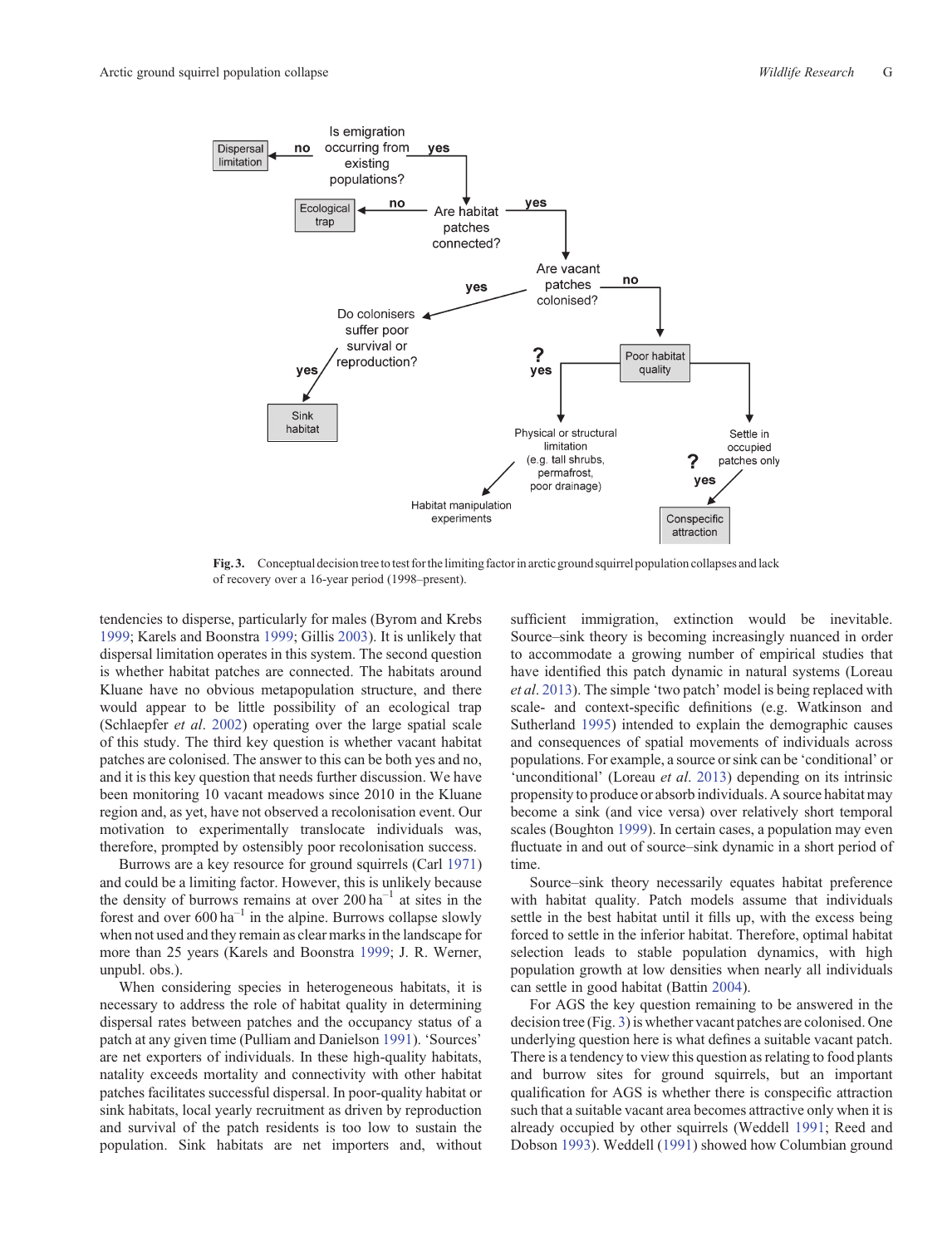Fig. 3. Conceptual decision tree to test for the limiting factor in arctic ground squirrel population collapses and lack of recovery over a 16-year period (1998–present).

tendencies to disperse, particularly for males (Byrom and Krebs 1999; Karels and Boonstra 1999; Gillis 2003). It is unlikely that dispersal limitation operates in this system. The second question is whether habitat patches are connected. The habitats around Kluane have no obvious metapopulation structure, and there would appear to be little possibility of an ecological trap (Schlaepfer *et al.* 2002) operating over the large spatial scale of this study. The third key question is whether vacant habitat patches are colonised. The answer to this can be both yes and no, and it is this key question that needs further discussion. We have been monitoring 10 vacant meadows since 2010 in the Kluane region and, as yet, have not observed a recolonisation event. Our motivation to experimentally translocate individuals was, therefore, prompted by ostensibly poor recolonisation success.

Burrows are a key resource for ground squirrels (Carl 1971) and could be a limiting factor. However, this is unlikely because the density of burrows remains at over 200 $ha^{-1}$ at sites in the forest and over 600 $ha^{-1}$ in the alpine. Burrows collapse slowly when not used and they remain as clear marks in the landscape for more than 25 years (Karels and Boonstra 1999; J. R. Werner, unpubl. obs.).

When considering species in heterogeneous habitats, it is necessary to address the role of habitat quality in determining dispersal rates between patches and the occupancy status of a patch at any given time (Pulliam and Danielson 1991). 'Sources' are net exporters of individuals. In these high-quality habitats, natality exceeds mortality and connectivity with other habitat patches facilitates successful dispersal. In poor-quality habitat or sink habitats, local yearly recruitment as driven by reproduction and survival of the patch residents is too low to sustain the population. Sink habitats are net importers and, without sufficient immigration, extinction would be inevitable. Source–sink theory is becoming increasingly nuanced in order to accommodate a growing number of empirical studies that have identified this patch dynamic in natural systems (Loreau *et al.* 2013). The simple 'two patch' model is being replaced with scale- and context-specific definitions (e.g. Watkinson and Sutherland 1995) intended to explain the demographic causes and consequences of spatial movements of individuals across populations. For example, a source or sink can be 'conditional' or 'unconditional' (Loreau *et al.* 2013) depending on its intrinsic propensity to produce or absorb individuals. A source habitat may become a sink (and vice versa) over relatively short temporal scales (Boughton 1999). In certain cases, a population may even fluctuate in and out of source–sink dynamic in a short period of time.

Source–sink theory necessarily equates habitat preference with habitat quality. Patch models assume that individuals settle in the best habitat until it fills up, with the excess being forced to settle in the inferior habitat. Therefore, optimal habitat selection leads to stable population dynamics, with high population growth at low densities when nearly all individuals can settle in good habitat (Battin 2004).

For AGS the key question remaining to be answered in the decision tree (Fig. 3) is whether vacant patches are colonised. One underlying question here is what defines a suitable vacant patch. There is a tendency to view this question as relating to food plants and burrow sites for ground squirrels, but an important qualification for AGS is whether there is conspecific attraction such that a suitable vacant area becomes attractive only when it is already occupied by other squirrels (Weddell 1991; Reed and Dobson 1993). Weddell (1991) showed how Columbian ground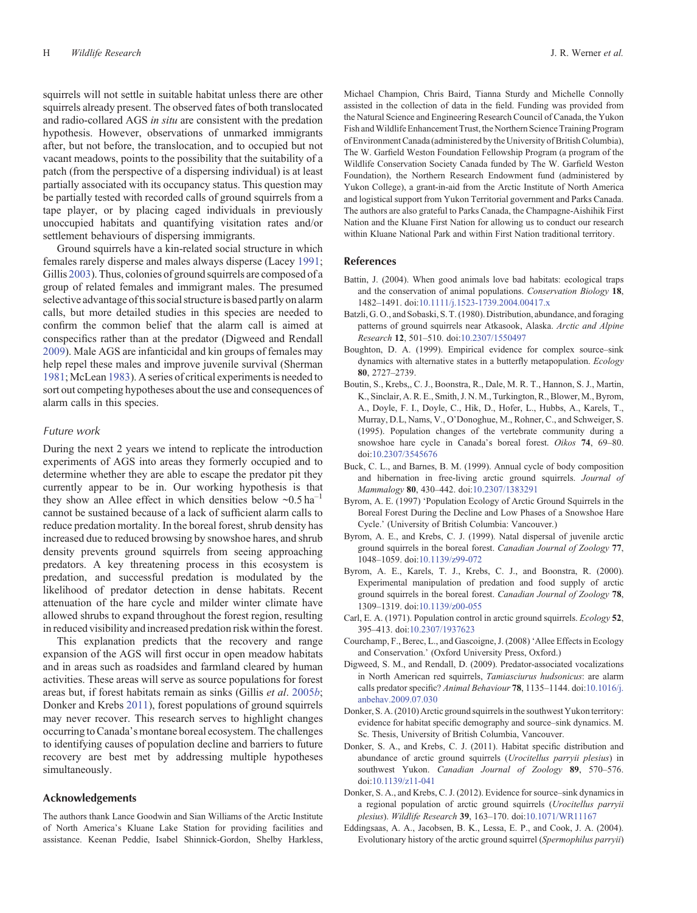squirrels will not settle in suitable habitat unless there are other squirrels already present. The observed fates of both translocated and radio-collared AGS *in situ* are consistent with the predation hypothesis. However, observations of unmarked immigrants after, but not before, the translocation, and to occupied but not vacant meadows, points to the possibility that the suitability of a patch (from the perspective of a dispersing individual) is at least partially associated with its occupancy status. This question may be partially tested with recorded calls of ground squirrels from a tape player, or by placing caged individuals in previously unoccupied habitats and quantifying visitation rates and/or settlement behaviours of dispersing immigrants.

Ground squirrels have a kin-related social structure in which females rarely disperse and males always disperse (Lacey 1991; Gillis 2003). Thus, colonies of ground squirrels are composed of a group of related females and immigrant males. The presumed selective advantage of this social structure is based partly on alarm calls, but more detailed studies in this species are needed to confirm the common belief that the alarm call is aimed at conspecifics rather than at the predator (Digweed and Rendall 2009). Male AGS are infanticidal and kin groups of females may help repel these males and improve juvenile survival (Sherman 1981; McLean 1983). A series of critical experiments is needed to sort out competing hypotheses about the use and consequences of alarm calls in this species.

### Future work

During the next 2 years we intend to replicate the introduction experiments of AGS into areas they formerly occupied and to determine whether they are able to escape the predator pit they currently appear to be in. Our working hypothesis is that they show an Allee effect in which densities below ~0.5 $ha^{-1}$ cannot be sustained because of a lack of sufficient alarm calls to reduce predation mortality. In the boreal forest, shrub density has increased due to reduced browsing by snowshoe hares, and shrub density prevents ground squirrels from seeing approaching predators. A key threatening process in this ecosystem is predation, and successful predation is modulated by the likelihood of predator detection in dense habitats. Recent attenuation of the hare cycle and milder winter climate have allowed shrubs to expand throughout the forest region, resulting in reduced visibility and increased predation risk within the forest.

This explanation predicts that the recovery and range expansion of the AGS will first occur in open meadow habitats and in areas such as roadsides and farmland cleared by human activities. These areas will serve as source populations for forest areas but, if forest habitats remain as sinks (Gillis *et al*. 2005*b*; Donker and Krebs 2011), forest populations of ground squirrels may never recover. This research serves to highlight changes occurring to Canada's montane boreal ecosystem. The challenges to identifying causes of population decline and barriers to future recovery are best met by addressing multiple hypotheses simultaneously.

## Acknowledgements

The authors thank Lance Goodwin and Sian Williams of the Arctic Institute of North America's Kluane Lake Station for providing facilities and assistance. Keenan Peddie, Isabel Shinnick-Gordon, Shelby Harkless, Michael Champion, Chris Baird, Tianna Sturdy and Michelle Connolly assisted in the collection of data in the field. Funding was provided from the Natural Science and Engineering Research Council of Canada, the Yukon Fish and Wildlife Enhancement Trust, the Northern Science Training Program of Environment Canada (administered by the University of British Columbia), The W. Garfield Weston Foundation Fellowship Program (a program of the Wildlife Conservation Society Canada funded by The W. Garfield Weston Foundation), the Northern Research Endowment fund (administered by Yukon College), a grant-in-aid from the Arctic Institute of North America and logistical support from Yukon Territorial government and Parks Canada. The authors are also grateful to Parks Canada, the Champagne-Aishihik First Nation and the Kluane First Nation for allowing us to conduct our research within Kluane National Park and within First Nation traditional territory.

## References

Battin, J. (2004). When good animals love bad habitats: ecological traps and the conservation of animal populations. *Conservation Biology* **18**, 1482–1491. doi:10.1111/j.1523-1739.2004.00417.x

Batzli, G. O., and Sobaski, S. T. (1980). Distribution, abundance, and foraging patterns of ground squirrels near Atkasook, Alaska. *Arctic and Alpine Research* **12**, 501–510. doi:10.2307/1550497

Boughton, D. A. (1999). Empirical evidence for complex source–sink dynamics with alternative states in a butterfly metapopulation. *Ecology* **80**, 2727–2739.

Boutin, S., Krebs,, C. J., Boonstra, R., Dale, M. R. T., Hannon, S. J., Martin, K., Sinclair, A. R. E., Smith, J. N. M., Turkington, R., Blower, M., Byrom, A., Doyle, F. I., Doyle, C., Hik, D., Hofer, L., Hubbs, A., Karels, T., Murray, D.L, Nams, V., O'Donoghue, M., Rohner, C., and Schweiger, S. (1995). Population changes of the vertebrate community during a snowshoe hare cycle in Canada's boreal forest. *Oikos* **74**, 69–80. doi:10.2307/3545676

Buck, C. L., and Barnes, B. M. (1999). Annual cycle of body composition and hibernation in free-living arctic ground squirrels. *Journal of Mammalogy* **80**, 430–442. doi:10.2307/1383291

Byrom, A. E. (1997) 'Population Ecology of Arctic Ground Squirrels in the Boreal Forest During the Decline and Low Phases of a Snowshoe Hare Cycle.' (University of British Columbia: Vancouver.)

Byrom, A. E., and Krebs, C. J. (1999). Natal dispersal of juvenile arctic ground squirrels in the boreal forest. *Canadian Journal of Zoology* **77**, 1048–1059. doi:10.1139/z99-072

Byrom, A. E., Karels, T. J., Krebs, C. J., and Boonstra, R. (2000). Experimental manipulation of predation and food supply of arctic ground squirrels in the boreal forest. *Canadian Journal of Zoology* **78**, 1309–1319. doi:10.1139/z00-055

Carl, E. A. (1971). Population control in arctic ground squirrels. *Ecology* **52**, 395–413. doi:10.2307/1937623

Courchamp, F., Berec, L., and Gascoigne, J. (2008) 'Allee Effects in Ecology and Conservation.' (Oxford University Press, Oxford.)

Digweed, S. M., and Rendall, D. (2009). Predator-associated vocalizations in North American red squirrels, *Tamiasciurus hudsonicus*: are alarm calls predator specific? *Animal Behaviour* **78**, 1135–1144. doi:10.1016/j.anbehav.2009.07.030

Donker, S. A. (2010) Arctic ground squirrels in the southwest Yukon territory: evidence for habitat specific demography and source–sink dynamics. M. Sc. Thesis, University of British Columbia, Vancouver.

Donker, S. A., and Krebs, C. J. (2011). Habitat specific distribution and abundance of arctic ground squirrels (*Urocitellus parryii plesius*) in southwest Yukon. *Canadian Journal of Zoology* **89**, 570–576. doi:10.1139/z11-041

Donker, S. A., and Krebs, C. J. (2012). Evidence for source–sink dynamics in a regional population of arctic ground squirrels (*Urocitellus parryii plesius*). *Wildlife Research* **39**, 163–170. doi:10.1071/WR11167

Eddingsaas, A. A., Jacobsen, B. K., Lessa, E. P., and Cook, J. A. (2004). Evolutionary history of the arctic ground squirrel (*Spermophilus parryii*)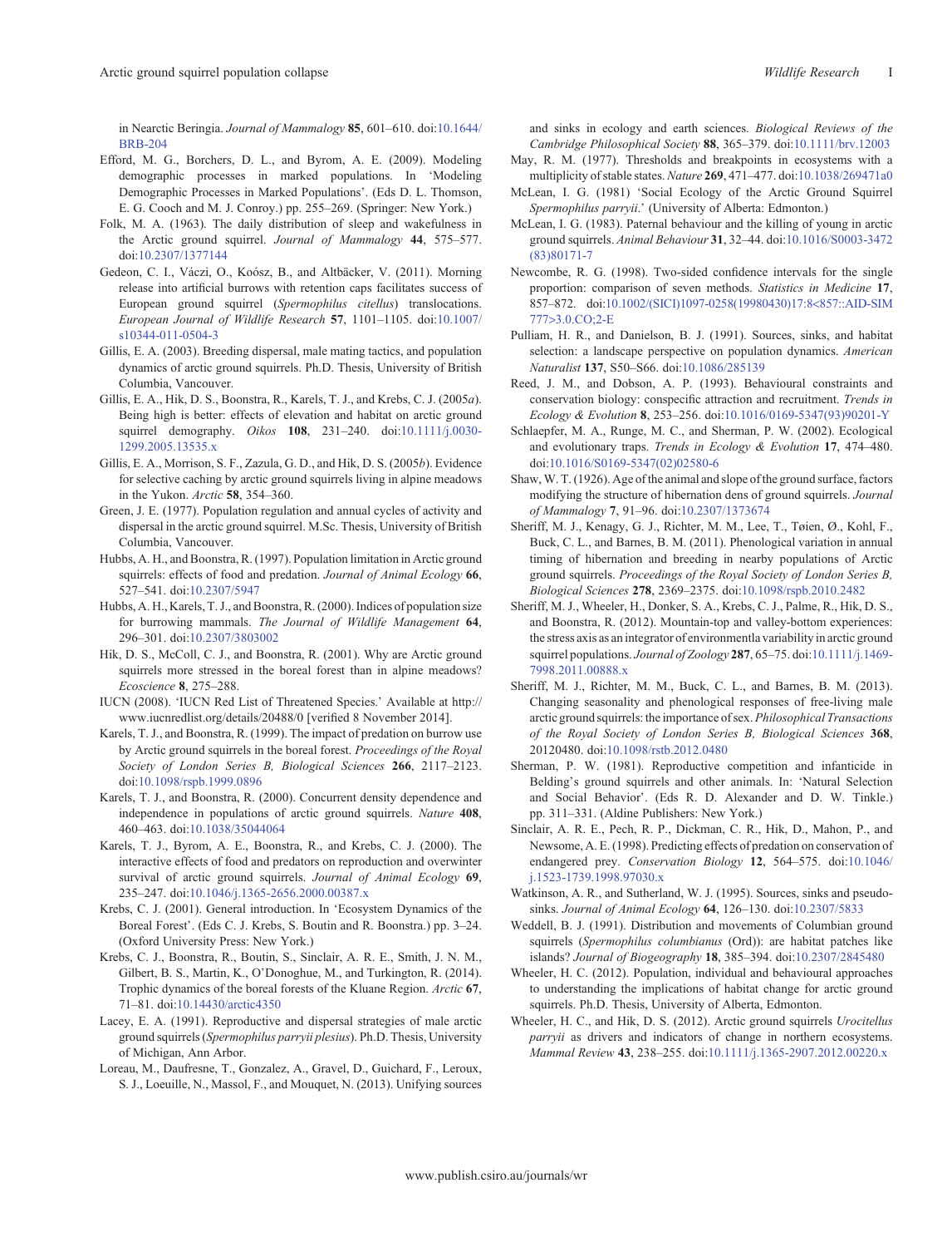in Nearctic Beringia. *Journal of Mammalogy* **85**, 601–610. doi:10.1644/BRB-204

Efford, M. G., Borchers, D. L., and Byrom, A. E. (2009). Modeling demographic processes in marked populations. In 'Modeling Demographic Processes in Marked Populations'. (Eds D. L. Thomson, E. G. Cooch and M. J. Conroy.) pp. 255–269. (Springer: New York.)

Folk, M. A. (1963). The daily distribution of sleep and wakefulness in the Arctic ground squirrel. *Journal of Mammalogy* **44**, 575–577. doi:10.2307/1377144

Gedeon, C. I., Váczi, O., Koósz, B., and Altbäcker, V. (2011). Morning release into artificial burrows with retention caps facilitates success of European ground squirrel (*Spermophilus citellus*) translocations. *European Journal of Wildlife Research* **57**, 1101–1105. doi:10.1007/s10344-011-0504-3

Gillis, E. A. (2003). Breeding dispersal, male mating tactics, and population dynamics of arctic ground squirrels. Ph.D. Thesis, University of British Columbia, Vancouver.

Gillis, E. A., Hik, D. S., Boonstra, R., Karels, T. J., and Krebs, C. J. (2005*a*). Being high is better: effects of elevation and habitat on arctic ground squirrel demography. *Oikos* **108**, 231–240. doi:10.1111/j.0030-1299.2005.13535.x

Gillis, E. A., Morrison, S. F., Zazula, G. D., and Hik, D. S. (2005*b*). Evidence for selective caching by arctic ground squirrels living in alpine meadows in the Yukon. *Arctic* **58**, 354–360.

Green, J. E. (1977). Population regulation and annual cycles of activity and dispersal in the arctic ground squirrel. M.Sc. Thesis, University of British Columbia, Vancouver.

Hubbs, A. H., and Boonstra, R. (1997). Population limitation in Arctic ground squirrels: effects of food and predation. *Journal of Animal Ecology* **66**, 527–541. doi:10.2307/5947

Hubbs, A. H., Karels, T. J., and Boonstra, R. (2000). Indices of population size for burrowing mammals. *The Journal of Wildlife Management* **64**, 296–301. doi:10.2307/3803002

Hik, D. S., McColl, C. J., and Boonstra, R. (2001). Why are Arctic ground squirrels more stressed in the boreal forest than in alpine meadows? *Ecoscience* **8**, 275–288.

IUCN (2008). 'IUCN Red List of Threatened Species.' Available at http://www.iucnredlist.org/details/20488/0 [verified 8 November 2014].

Karels, T. J., and Boonstra, R. (1999). The impact of predation on burrow use by Arctic ground squirrels in the boreal forest. *Proceedings of the Royal Society of London Series B, Biological Sciences* **266**, 2117–2123. doi:10.1098/rspb.1999.0896

Karels, T. J., and Boonstra, R. (2000). Concurrent density dependence and independence in populations of arctic ground squirrels. *Nature* **408**, 460–463. doi:10.1038/35044064

Karels, T. J., Byrom, A. E., Boonstra, R., and Krebs, C. J. (2000). The interactive effects of food and predators on reproduction and overwinter survival of arctic ground squirrels. *Journal of Animal Ecology* **69**, 235–247. doi:10.1046/j.1365-2656.2000.00387.x

Krebs, C. J. (2001). General introduction. In 'Ecosystem Dynamics of the Boreal Forest'. (Eds C. J. Krebs, S. Boutin and R. Boonstra.) pp. 3–24. (Oxford University Press: New York.)

Krebs, C. J., Boonstra, R., Boutin, S., Sinclair, A. R. E., Smith, J. N. M., Gilbert, B. S., Martin, K., O'Donoghue, M., and Turkington, R. (2014). Trophic dynamics of the boreal forests of the Kluane Region. *Arctic* **67**, 71–81. doi:10.14430/arctic4350

Lacey, E. A. (1991). Reproductive and dispersal strategies of male arctic ground squirrels (*Spermophilus parryii plesius*). Ph.D. Thesis, University of Michigan, Ann Arbor.

Loreau, M., Daufresne, T., Gonzalez, A., Gravel, D., Guichard, F., Leroux, S. J., Loeuille, N., Massol, F., and Mouquet, N. (2013). Unifying sources and sinks in ecology and earth sciences. *Biological Reviews of the Cambridge Philosophical Society* **88**, 365–379. doi:10.1111/brv.12003

May, R. M. (1977). Thresholds and breakpoints in ecosystems with a multiplicity of stable states. *Nature* **269**, 471–477. doi:10.1038/269471a0

McLean, I. G. (1981) 'Social Ecology of the Arctic Ground Squirrel *Spermophilus parryii*.' (University of Alberta: Edmonton.)

McLean, I. G. (1983). Paternal behaviour and the killing of young in arctic ground squirrels. *Animal Behaviour* **31**, 32–44. doi:10.1016/S0003-3472(83)80171-7

Newcombe, R. G. (1998). Two-sided confidence intervals for the single proportion: comparison of seven methods. *Statistics in Medicine* **17**, 857–872. doi:10.1002/(SICI)1097-0258(19980430)17:8<857::AID-SIM777>3.0.CO;2-E

Pulliam, H. R., and Danielson, B. J. (1991). Sources, sinks, and habitat selection: a landscape perspective on population dynamics. *American Naturalist* **137**, S50–S66. doi:10.1086/285139

Reed, J. M., and Dobson, A. P. (1993). Behavioural constraints and conservation biology: conspecific attraction and recruitment. *Trends in Ecology & Evolution* **8**, 253–256. doi:10.1016/0169-5347(93)90201-Y

Schlaepfer, M. A., Runge, M. C., and Sherman, P. W. (2002). Ecological and evolutionary traps. *Trends in Ecology & Evolution* **17**, 474–480. doi:10.1016/S0169-5347(02)02580-6

Shaw, W. T. (1926). Age of the animal and slope of the ground surface, factors modifying the structure of hibernation dens of ground squirrels. *Journal of Mammalogy* **7**, 91–96. doi:10.2307/1373674

Sheriff, M. J., Kenagy, G. J., Richter, M. M., Lee, T., Tøien, Ø., Kohl, F., Buck, C. L., and Barnes, B. M. (2011). Phenological variation in annual timing of hibernation and breeding in nearby populations of Arctic ground squirrels. *Proceedings of the Royal Society of London Series B, Biological Sciences* **278**, 2369–2375. doi:10.1098/rspb.2010.2482

Sheriff, M. J., Wheeler, H., Donker, S. A., Krebs, C. J., Palme, R., Hik, D. S., and Boonstra, R. (2012). Mountain-top and valley-bottom experiences: the stress axis as an integrator of environmentla variability in arctic ground squirrel populations. *Journal of Zoology* **287**, 65–75. doi:10.1111/j.1469-7998.2011.00888.x

Sheriff, M. J., Richter, M. M., Buck, C. L., and Barnes, B. M. (2013). Changing seasonality and phenological responses of free-living male arctic ground squirrels: the importance of sex. *Philosophical Transactions of the Royal Society of London Series B, Biological Sciences* **368**, 20120480. doi:10.1098/rstb.2012.0480

Sherman, P. W. (1981). Reproductive competition and infanticide in Belding's ground squirrels and other animals. In: 'Natural Selection and Social Behavior'. (Eds R. D. Alexander and D. W. Tinkle.) pp. 311–331. (Aldine Publishers: New York.)

Sinclair, A. R. E., Pech, R. P., Dickman, C. R., Hik, D., Mahon, P., and Newsome, A. E. (1998). Predicting effects of predation on conservation of endangered prey. *Conservation Biology* **12**, 564–575. doi:10.1046/j.1523-1739.1998.97030.x

Watkinson, A. R., and Sutherland, W. J. (1995). Sources, sinks and pseudo-sinks. *Journal of Animal Ecology* **64**, 126–130. doi:10.2307/5833

Weddell, B. J. (1991). Distribution and movements of Columbian ground squirrels (*Spermophilus columbianus* (Ord)): are habitat patches like islands? *Journal of Biogeography* **18**, 385–394. doi:10.2307/2845480

Wheeler, H. C. (2012). Population, individual and behavioural approaches to understanding the implications of habitat change for arctic ground squirrels. Ph.D. Thesis, University of Alberta, Edmonton.

Wheeler, H. C., and Hik, D. S. (2012). Arctic ground squirrels *Urocitellus parryii* as drivers and indicators of change in northern ecosystems. *Mammal Review* **43**, 238–255. doi:10.1111/j.1365-2907.2012.00220.x